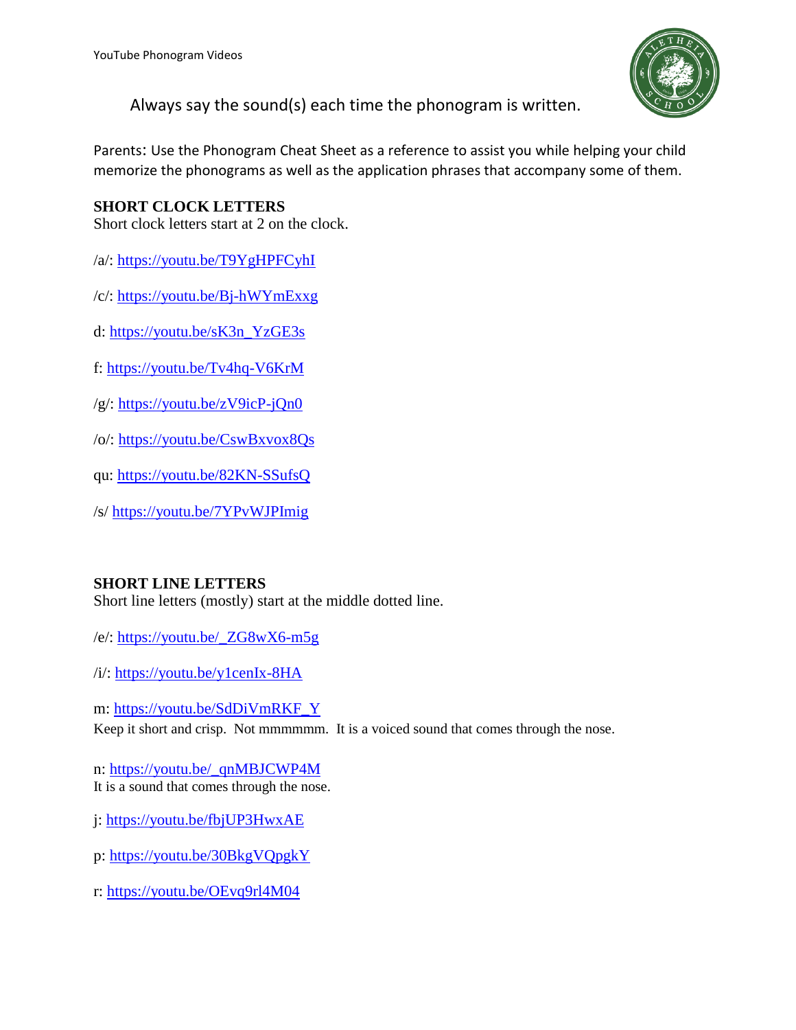YouTube Phonogram Videos

Always say the sound(s) each time the phonogram is written.

Parents: Use the Phonogram Cheat Sheet as a reference to assist you while helping your child memorize the phonograms as well as the application phrases that accompany some of them.

**SHORT CLOCK LETTERS**
Short clock letters start at 2 on the clock.

/a/: https://youtu.be/T9YgHPFCyhI

/c/: https://youtu.be/Bj-hWYmExxg

d: https://youtu.be/sK3n_YzGE3s

f: https://youtu.be/Tv4hq-V6KrM

/g/: https://youtu.be/zV9icP-jQn0

/o/: https://youtu.be/CswBxvox8Qs

qu: https://youtu.be/82KN-SSufsQ

/s/ https://youtu.be/7YPvWJPImig

**SHORT LINE LETTERS**
Short line letters (mostly) start at the middle dotted line.

/e/: https://youtu.be/_ZG8wX6-m5g

/i/: https://youtu.be/y1cenIx-8HA

m: https://youtu.be/SdDiVmRKF_Y
Keep it short and crisp. Not mmmmmm. It is a voiced sound that comes through the nose.

n: https://youtu.be/_qnMBJCWP4M
It is a sound that comes through the nose.

j: https://youtu.be/fbjUP3HwxAE

p: https://youtu.be/30BkgVQpgkY

r: https://youtu.be/OEvq9rl4M04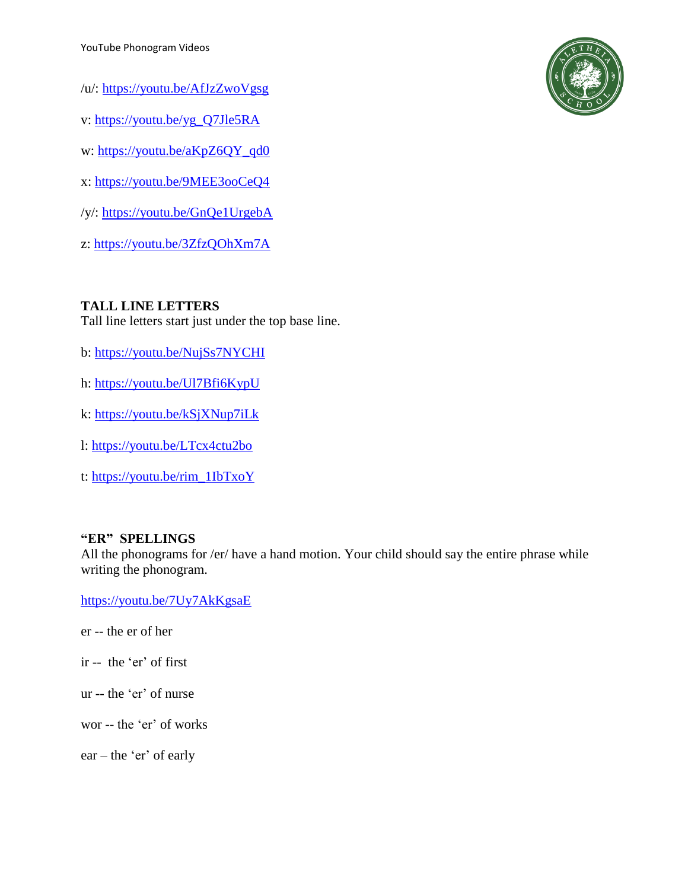/u/: https://youtu.be/AfJzZwoVgsg

v: https://youtu.be/yg_Q7Jle5RA

w: https://youtu.be/aKpZ6QY_qd0

x: https://youtu.be/9MEE3ooCeQ4

/y/: https://youtu.be/GnQe1UrgebA

z: https://youtu.be/3ZfzQOhXm7A

**TALL LINE LETTERS**

Tall line letters start just under the top base line.

b: https://youtu.be/NujSs7NYCHI

h: https://youtu.be/Ul7Bfi6KypU

k: https://youtu.be/kSjXNup7iLk

l: https://youtu.be/LTcx4ctu2bo

t: https://youtu.be/rim_1IbTxoY

**"ER" SPELLINGS**

All the phonograms for /er/ have a hand motion. Your child should say the entire phrase while writing the phonogram.

https://youtu.be/7Uy7AkKgsaE

er -- the er of her

ir -- the 'er' of first

ur -- the 'er' of nurse

wor -- the 'er' of works

ear – the 'er' of early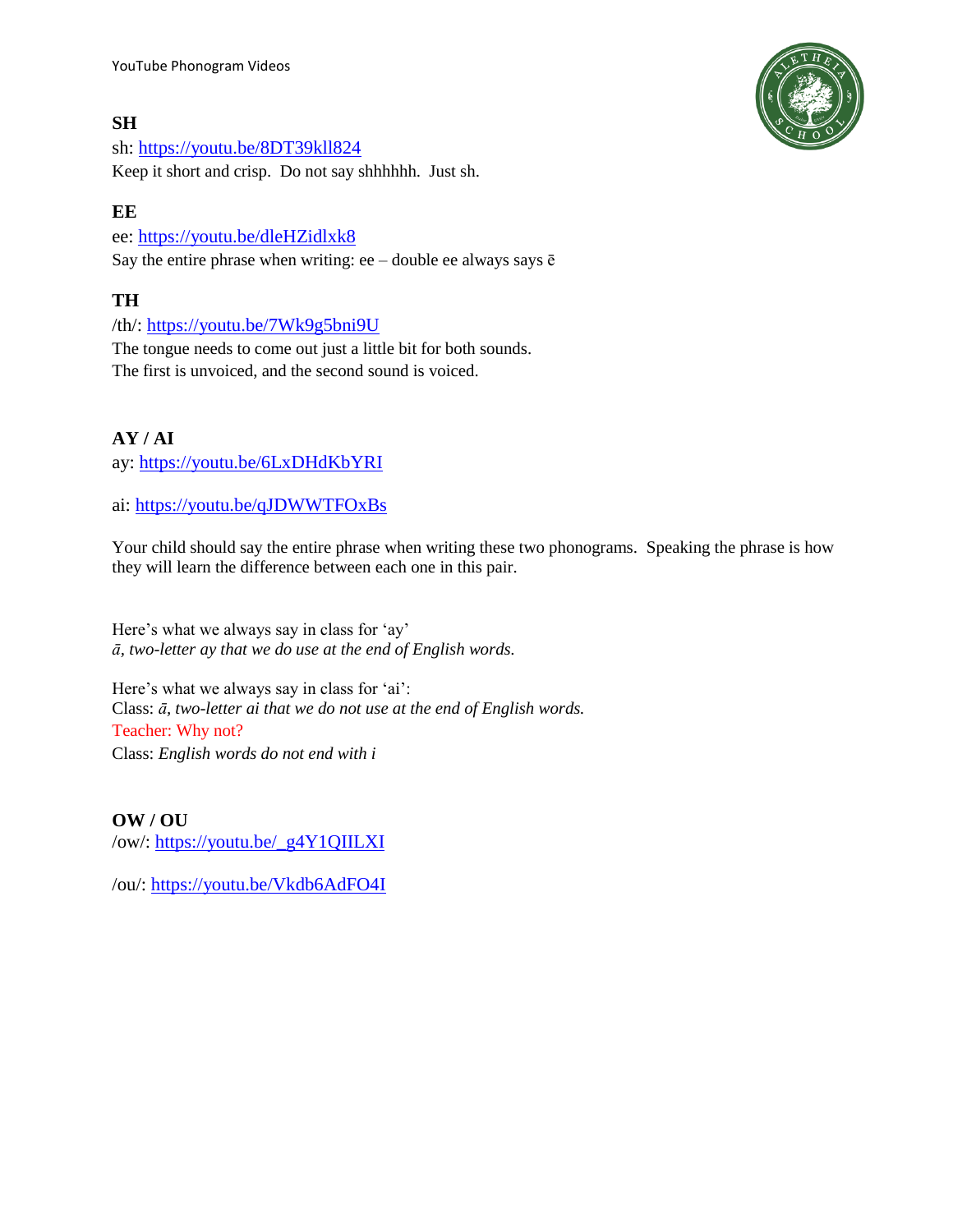## SH

sh: https://youtu.be/8DT39kll824

Keep it short and crisp. Do not say shhhhhh. Just sh.

## EE

ee: https://youtu.be/dleHZidlxk8

Say the entire phrase when writing: ee – double ee always says ē

## TH

/th/: https://youtu.be/7Wk9g5bni9U

The tongue needs to come out just a little bit for both sounds.
The first is unvoiced, and the second sound is voiced.

## AY / AI

ay: https://youtu.be/6LxDHdKbYRI

ai: https://youtu.be/qJDWWTFOxBs

Your child should say the entire phrase when writing these two phonograms. Speaking the phrase is how they will learn the difference between each one in this pair.

Here's what we always say in class for 'ay'
*ā, two-letter ay that we do use at the end of English words.*

Here's what we always say in class for 'ai':
Class: *ā, two-letter ai that we do not use at the end of English words.*
Teacher: Why not?
Class: *English words do not end with i*

## OW / OU

/ow/: https://youtu.be/_g4Y1QIILXI

/ou/: https://youtu.be/Vkdb6AdFO4I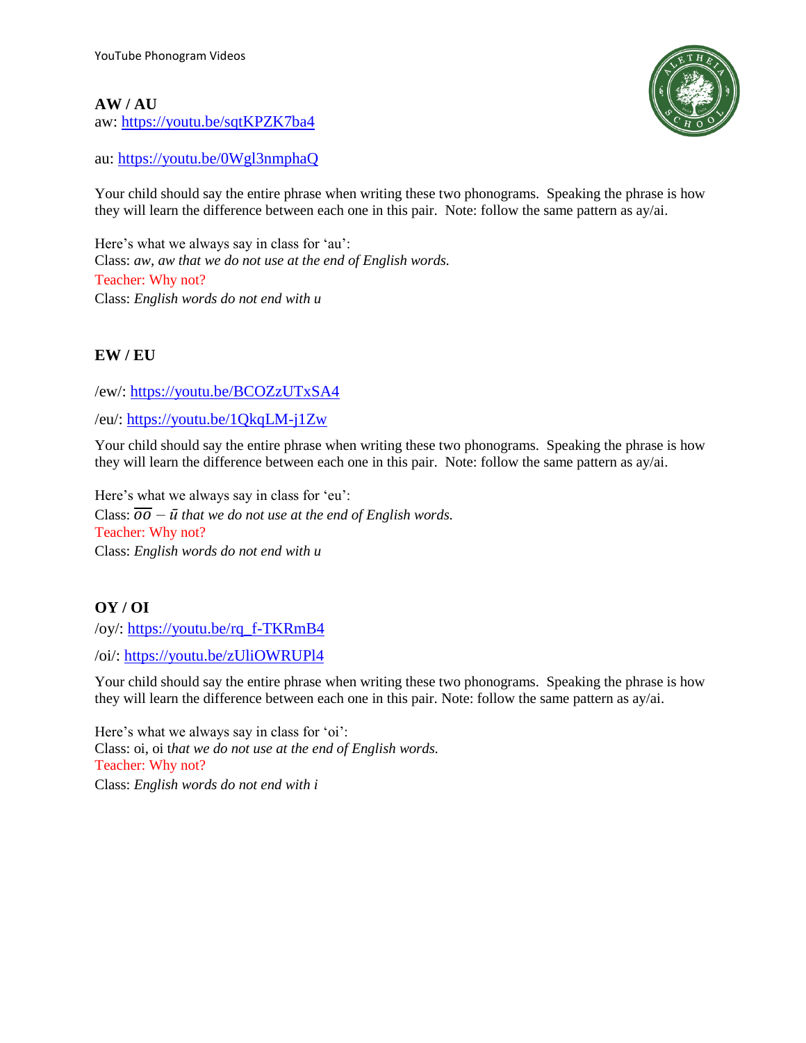## AW / AU

aw: https://youtu.be/sqtKPZK7ba4

au: https://youtu.be/0Wgl3nmphaQ

Your child should say the entire phrase when writing these two phonograms. Speaking the phrase is how they will learn the difference between each one in this pair. Note: follow the same pattern as ay/ai.

Here's what we always say in class for 'au':
Class: *aw, aw that we do not use at the end of English words.*
Teacher: Why not?
Class: *English words do not end with u*

## EW / EU

/ew/: https://youtu.be/BCOZzUTxSA4

/eu/: https://youtu.be/1QkqLM-j1Zw

Your child should say the entire phrase when writing these two phonograms. Speaking the phrase is how they will learn the difference between each one in this pair. Note: follow the same pattern as ay/ai.

Here's what we always say in class for 'eu':
Class: $\overline{oo} - \bar{u}$ *that we do not use at the end of English words.*
Teacher: Why not?
Class: *English words do not end with u*

## OY / OI

/oy/: https://youtu.be/rq_f-TKRmB4

/oi/: https://youtu.be/zUliOWRUPl4

Your child should say the entire phrase when writing these two phonograms. Speaking the phrase is how they will learn the difference between each one in this pair. Note: follow the same pattern as ay/ai.

Here's what we always say in class for 'oi':
Class: oi, oi t*hat we do not use at the end of English words.*
Teacher: Why not?
Class: *English words do not end with i*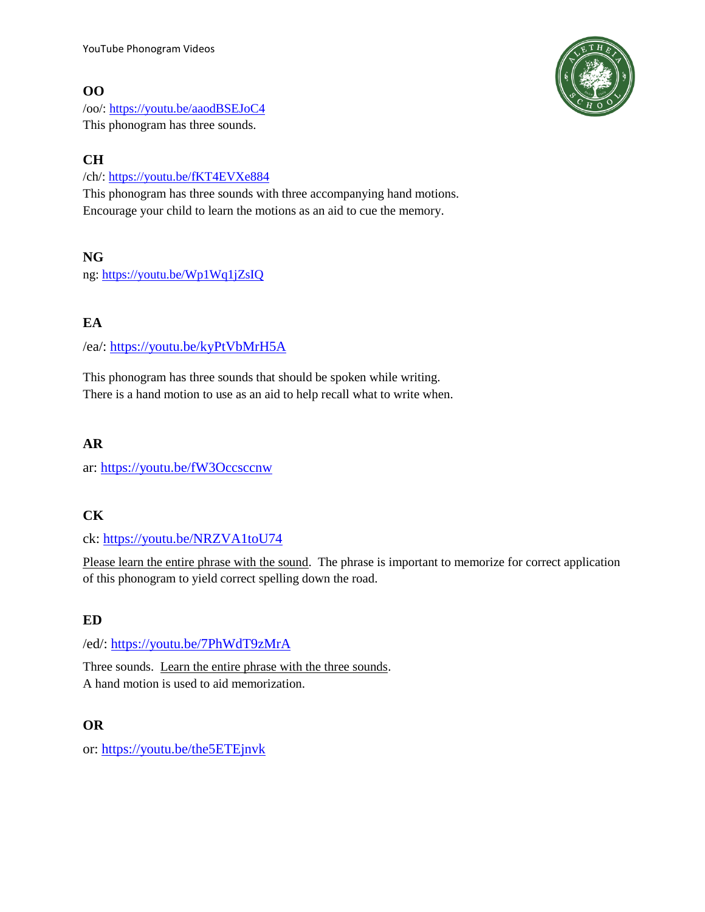**OO**
/oo/: https://youtu.be/aaodBSEJoC4
This phonogram has three sounds.

**CH**
/ch/: https://youtu.be/fKT4EVXe884
This phonogram has three sounds with three accompanying hand motions.
Encourage your child to learn the motions as an aid to cue the memory.

**NG**
ng: https://youtu.be/Wp1Wq1jZsIQ

**EA**

/ea/: https://youtu.be/kyPtVbMrH5A

This phonogram has three sounds that should be spoken while writing.
There is a hand motion to use as an aid to help recall what to write when.

**AR**

ar: https://youtu.be/fW3Occsccnw

**CK**

ck: https://youtu.be/NRZVA1toU74

Please learn the entire phrase with the sound. The phrase is important to memorize for correct application of this phonogram to yield correct spelling down the road.

**ED**

/ed/: https://youtu.be/7PhWdT9zMrA

Three sounds. Learn the entire phrase with the three sounds.
A hand motion is used to aid memorization.

**OR**

or: https://youtu.be/the5ETEjnvk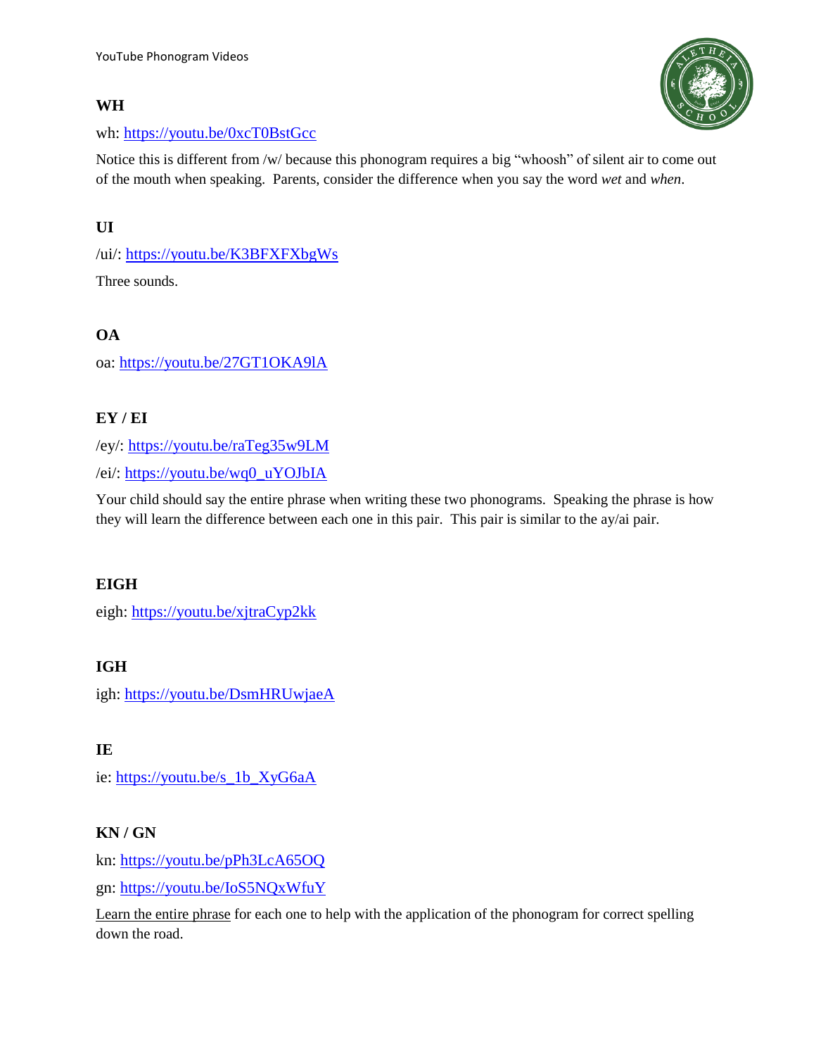**WH**

wh: https://youtu.be/0xcT0BstGcc

Notice this is different from /w/ because this phonogram requires a big "whoosh" of silent air to come out of the mouth when speaking. Parents, consider the difference when you say the word *wet* and *when*.

**UI**

/ui/: https://youtu.be/K3BFXFXbgWs

Three sounds.

**OA**

oa: https://youtu.be/27GT1OKA9lA

**EY / EI**

/ey/: https://youtu.be/raTeg35w9LM

/ei/: https://youtu.be/wq0_uYOJbIA

Your child should say the entire phrase when writing these two phonograms. Speaking the phrase is how they will learn the difference between each one in this pair. This pair is similar to the ay/ai pair.

**EIGH**

eigh: https://youtu.be/xjtraCyp2kk

**IGH**

igh: https://youtu.be/DsmHRUwjaeA

**IE**

ie: https://youtu.be/s_1b_XyG6aA

**KN / GN**

kn: https://youtu.be/pPh3LcA65OQ

gn: https://youtu.be/IoS5NQxWfuY

Learn the entire phrase for each one to help with the application of the phonogram for correct spelling down the road.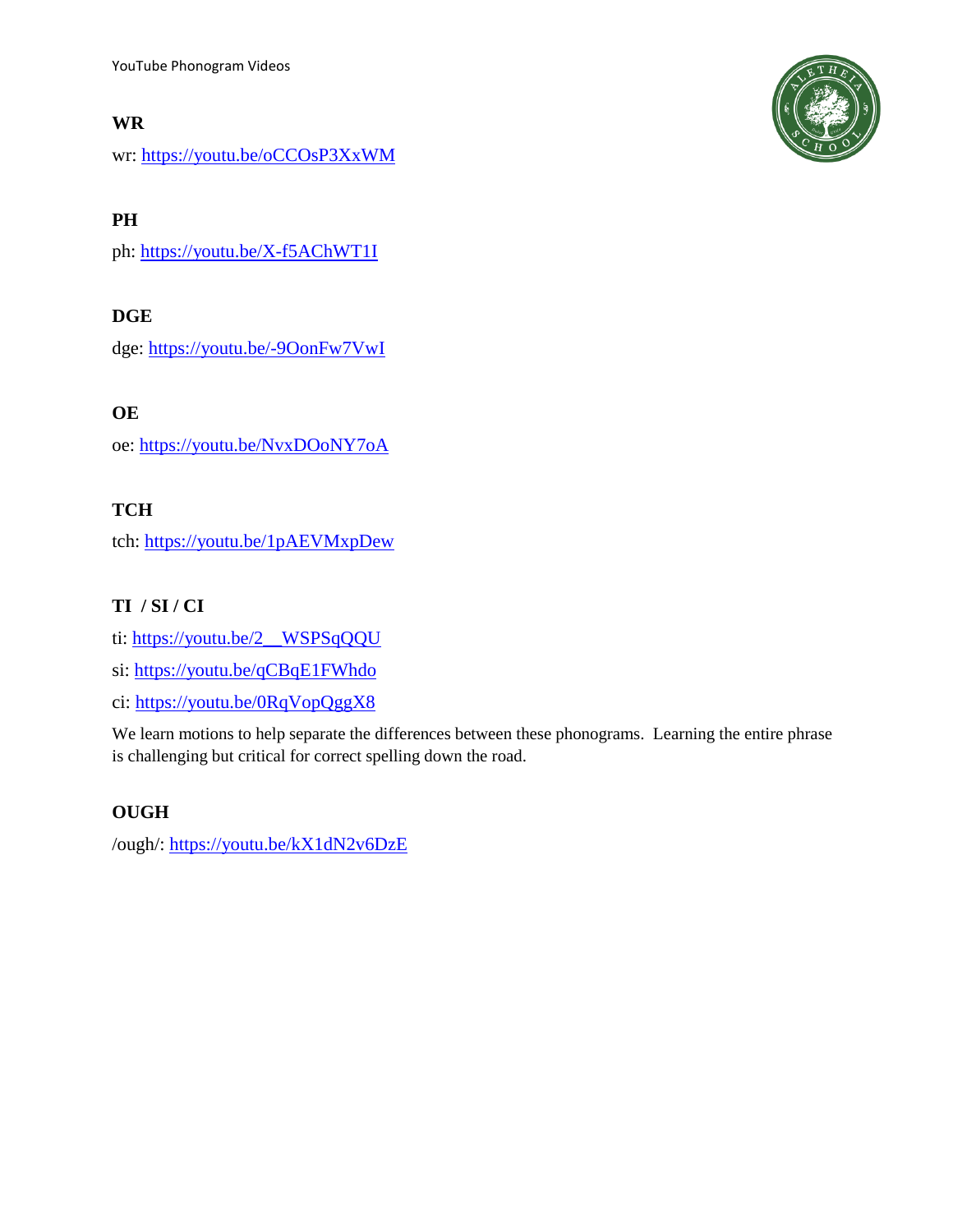### WR

wr: https://youtu.be/oCCOsP3XxWM

### PH

ph: https://youtu.be/X-f5AChWT1I

### DGE

dge: https://youtu.be/-9OonFw7VwI

### OE

oe: https://youtu.be/NvxDOoNY7oA

### TCH

tch: https://youtu.be/1pAEVMxpDew

### TI / SI / CI

ti: https://youtu.be/2__WSPSqQQU

si: https://youtu.be/qCBqE1FWhdo

ci: https://youtu.be/0RqVopQggX8

We learn motions to help separate the differences between these phonograms. Learning the entire phrase is challenging but critical for correct spelling down the road.

### OUGH

/ough/: https://youtu.be/kX1dN2v6DzE